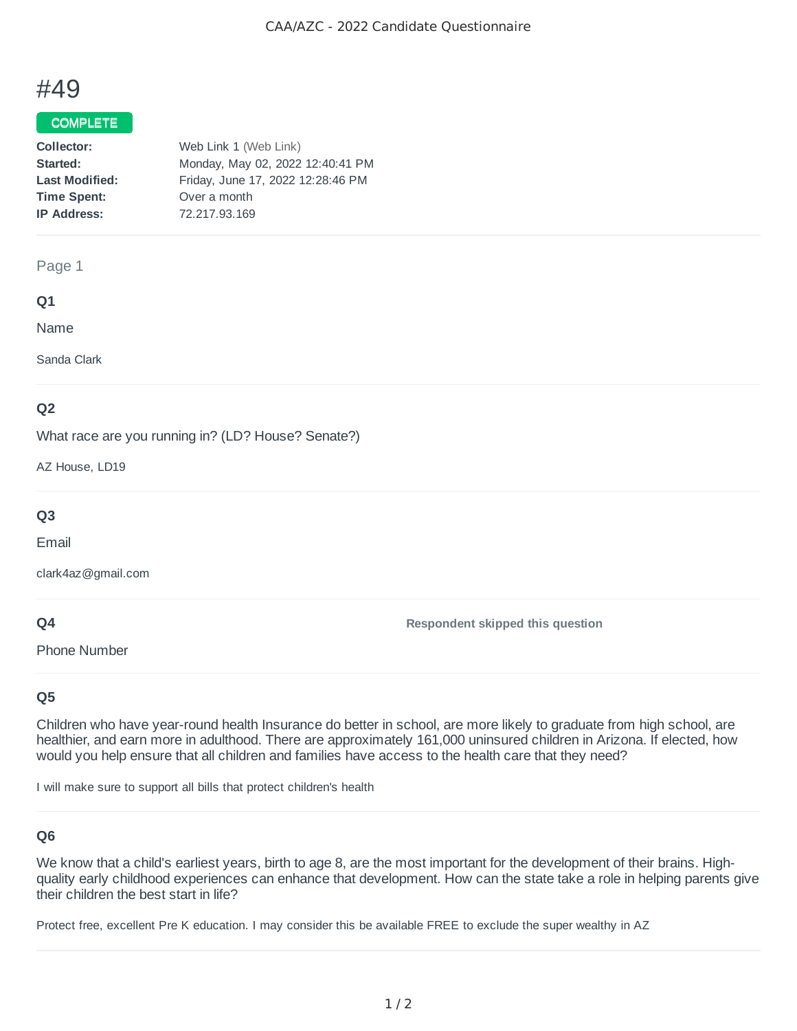CAA/AZC - 2022 Candidate Questionnaire

# #49

**COMPLETE**

| | |
|---|---|
| **Collector:** | Web Link 1 (Web Link) |
| **Started:** | Monday, May 02, 2022 12:40:41 PM |
| **Last Modified:** | Friday, June 17, 2022 12:28:46 PM |
| **Time Spent:** | Over a month |
| **IP Address:** | 72.217.93.169 |

## Page 1

### Q1

Name

Sanda Clark

### Q2

What race are you running in? (LD? House? Senate?)

AZ House, LD19

### Q3

Email

clark4az@gmail.com

### Q4

Phone Number

**Respondent skipped this question**

### Q5

Children who have year-round health Insurance do better in school, are more likely to graduate from high school, are healthier, and earn more in adulthood. There are approximately 161,000 uninsured children in Arizona. If elected, how would you help ensure that all children and families have access to the health care that they need?

I will make sure to support all bills that protect children's health

### Q6

We know that a child's earliest years, birth to age 8, are the most important for the development of their brains. High-quality early childhood experiences can enhance that development. How can the state take a role in helping parents give their children the best start in life?

Protect free, excellent Pre K education. I may consider this be available FREE to exclude the super wealthy in AZ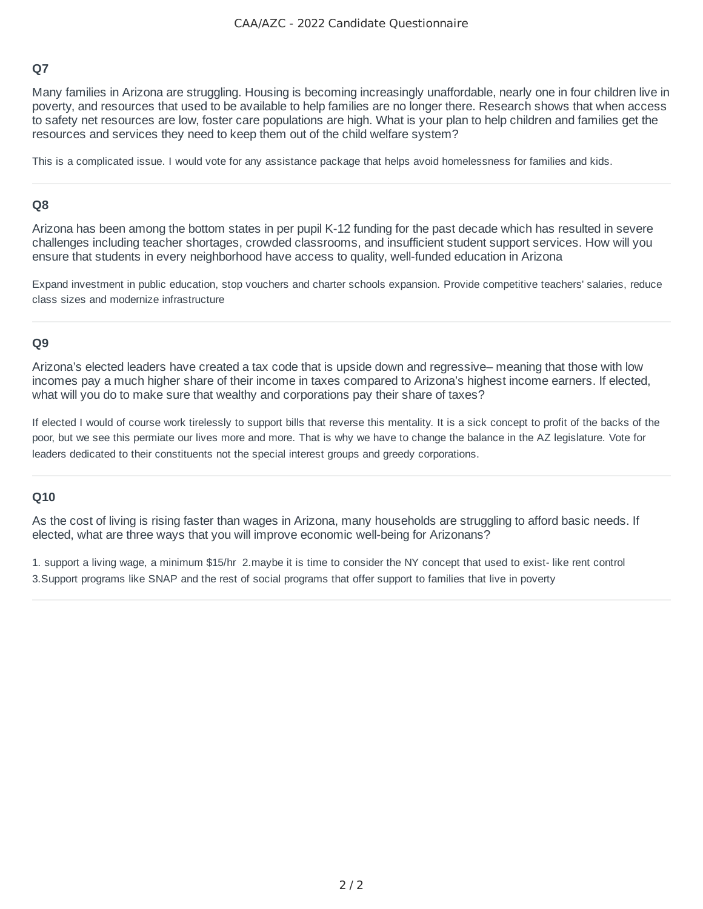## Q7

Many families in Arizona are struggling. Housing is becoming increasingly unaffordable, nearly one in four children live in poverty, and resources that used to be available to help families are no longer there. Research shows that when access to safety net resources are low, foster care populations are high. What is your plan to help children and families get the resources and services they need to keep them out of the child welfare system?

This is a complicated issue. I would vote for any assistance package that helps avoid homelessness for families and kids.

---

## Q8

Arizona has been among the bottom states in per pupil K-12 funding for the past decade which has resulted in severe challenges including teacher shortages, crowded classrooms, and insufficient student support services. How will you ensure that students in every neighborhood have access to quality, well-funded education in Arizona

Expand investment in public education, stop vouchers and charter schools expansion. Provide competitive teachers' salaries, reduce class sizes and modernize infrastructure

---

## Q9

Arizona's elected leaders have created a tax code that is upside down and regressive– meaning that those with low incomes pay a much higher share of their income in taxes compared to Arizona's highest income earners. If elected, what will you do to make sure that wealthy and corporations pay their share of taxes?

If elected I would of course work tirelessly to support bills that reverse this mentality. It is a sick concept to profit of the backs of the poor, but we see this permiate our lives more and more. That is why we have to change the balance in the AZ legislature. Vote for leaders dedicated to their constituents not the special interest groups and greedy corporations.

---

## Q10

As the cost of living is rising faster than wages in Arizona, many households are struggling to afford basic needs. If elected, what are three ways that you will improve economic well-being for Arizonans?

1. support a living wage, a minimum $15/hr 2.maybe it is time to consider the NY concept that used to exist- like rent control 3.Support programs like SNAP and the rest of social programs that offer support to families that live in poverty

---